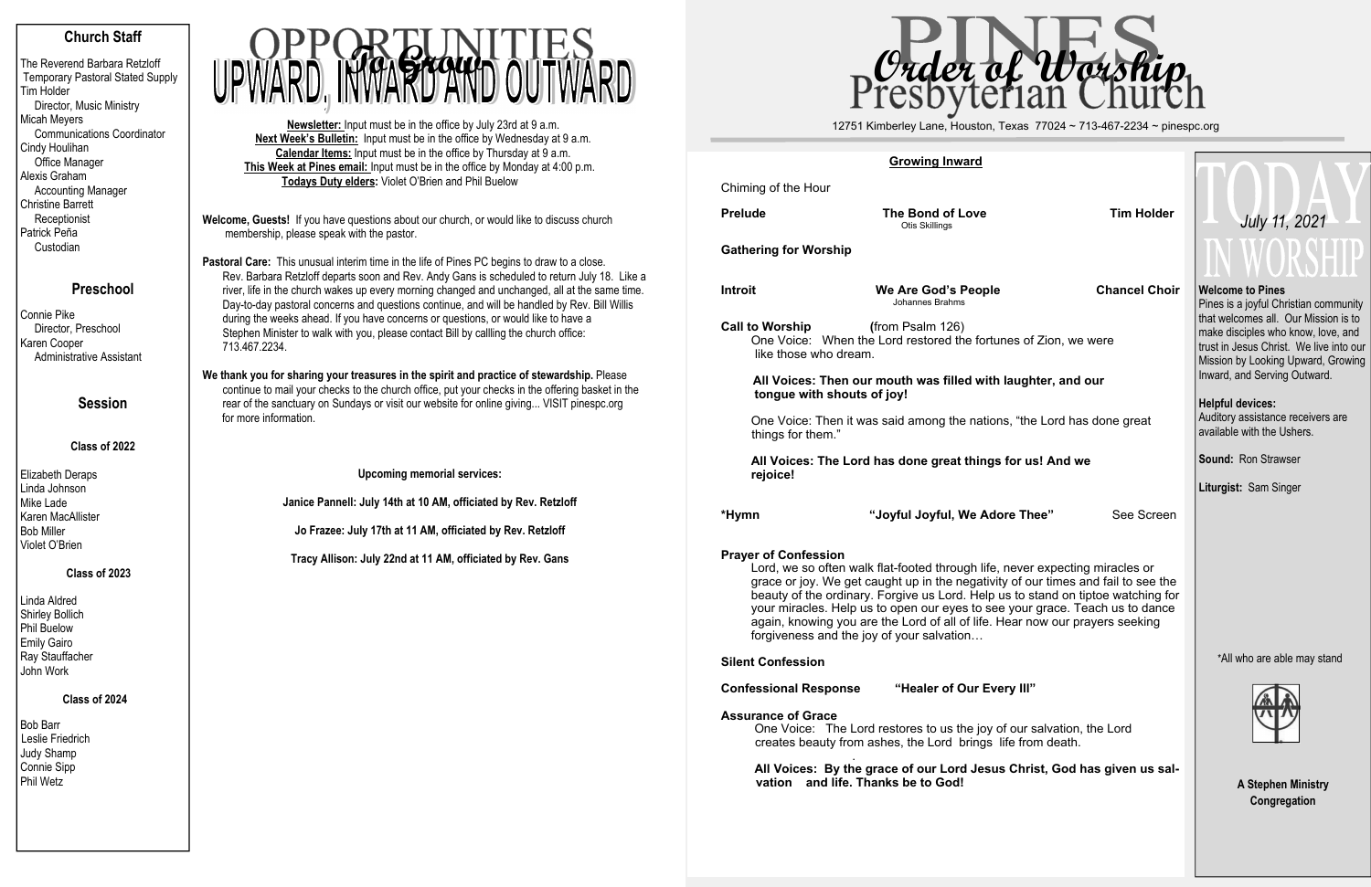## Church Staff

The Reverend Barbara Retzloff
Temporary Pastoral Stated Supply
Tim Holder
Director, Music Ministry
Micah Meyers
Communications Coordinator
Cindy Houlihan
Office Manager
Alexis Graham
Accounting Manager
Christine Barrett
Receptionist
Patrick Peña
Custodian

## Preschool

Connie Pike
Director, Preschool
Karen Cooper
Administrative Assistant

## Session

### Class of 2022

Elizabeth Deraps
Linda Johnson
Mike Lade
Karen MacAllister
Bob Miller
Violet O'Brien

### Class of 2023

Linda Aldred
Shirley Bollich
Phil Buelow
Emily Gairo
Ray Stauffacher
John Work

### Class of 2024

Bob Barr
Leslie Friedrich
Judy Shamp
Connie Sipp
Phil Wetz

# OPPORTUNITIES To Grow UPWARD, INWARD AND OUTWARD

**Newsletter:** Input must be in the office by July 23rd at 9 a.m.
**Next Week's Bulletin:** Input must be in the office by Wednesday at 9 a.m.
**Calendar Items:** Input must be in the office by Thursday at 9 a.m.
**This Week at Pines email:** Input must be in the office by Monday at 4:00 p.m.
**Todays Duty elders:** Violet O'Brien and Phil Buelow

**Welcome, Guests!** If you have questions about our church, or would like to discuss church membership, please speak with the pastor.

**Pastoral Care:** This unusual interim time in the life of Pines PC begins to draw to a close. Rev. Barbara Retzloff departs soon and Rev. Andy Gans is scheduled to return July 18. Like a river, life in the church wakes up every morning changed and unchanged, all at the same time. Day-to-day pastoral concerns and questions continue, and will be handled by Rev. Bill Willis during the weeks ahead. If you have concerns or questions, or would like to have a Stephen Minister to walk with you, please contact Bill by callling the church office: 713.467.2234.

**We thank you for sharing your treasures in the spirit and practice of stewardship.** Please continue to mail your checks to the church office, put your checks in the offering basket in the rear of the sanctuary on Sundays or visit our website for online giving... VISIT pinespc.org for more information.

**Upcoming memorial services:**

**Janice Pannell: July 14th at 10 AM, officiated by Rev. Retzloff**

**Jo Frazee: July 17th at 11 AM, officiated by Rev. Retzloff**

**Tracy Allison: July 22nd at 11 AM, officiated by Rev. Gans**

# PINES Presbyterian Church — Order of Worship

12751 Kimberley Lane, Houston, Texas 77024 ~ 713-467-2234 ~ pinespc.org

## Growing Inward

Chiming of the Hour

**Prelude** — **The Bond of Love** (Otis Skillings) — **Tim Holder**

**Gathering for Worship**

**Introit** — **We Are God's People** (Johannes Brahms) — **Chancel Choir**

**Call to Worship** (from Psalm 126)

One Voice: When the Lord restored the fortunes of Zion, we were like those who dream.

**All Voices: Then our mouth was filled with laughter, and our tongue with shouts of joy!**

One Voice: Then it was said among the nations, "the Lord has done great things for them."

**All Voices: The Lord has done great things for us! And we rejoice!**

**\*Hymn** — **"Joyful Joyful, We Adore Thee"** — See Screen

**Prayer of Confession**

Lord, we so often walk flat-footed through life, never expecting miracles or grace or joy. We get caught up in the negativity of our times and fail to see the beauty of the ordinary. Forgive us Lord. Help us to stand on tiptoe watching for your miracles. Help us to open our eyes to see your grace. Teach us to dance again, knowing you are the Lord of all of life. Hear now our prayers seeking forgiveness and the joy of your salvation…

**Silent Confession**

**Confessional Response** — **"Healer of Our Every Ill"**

**Assurance of Grace**

One Voice: The Lord restores to us the joy of our salvation, the Lord creates beauty from ashes, the Lord brings life from death.

**All Voices: By the grace of our Lord Jesus Christ, God has given us salvation and life. Thanks be to God!**

# TODAY IN WORSHIP

*July 11, 2021*

**Welcome to Pines**
Pines is a joyful Christian community that welcomes all. Our Mission is to make disciples who know, love, and trust in Jesus Christ. We live into our Mission by Looking Upward, Growing Inward, and Serving Outward.

**Helpful devices:**
Auditory assistance receivers are available with the Ushers.

**Sound:** Ron Strawser

**Liturgist:** Sam Singer

*All who are able may stand

**A Stephen Ministry Congregation**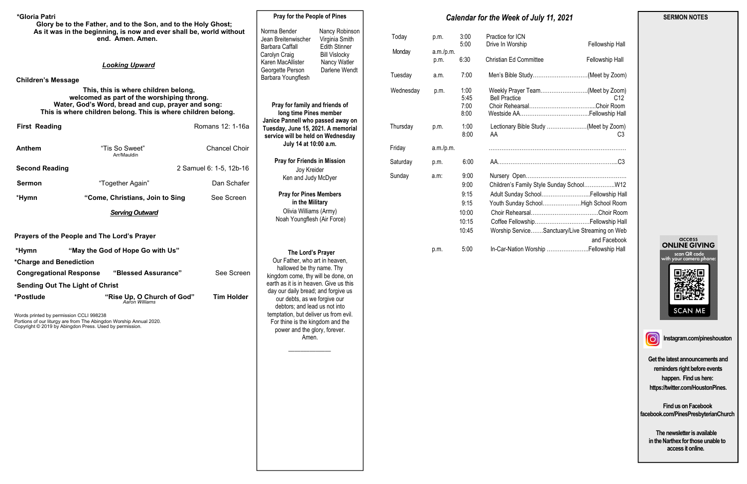**\*Gloria Patri**

**Glory be to the Father, and to the Son, and to the Holy Ghost; As it was in the beginning, is now and ever shall be, world without end. Amen. Amen.**

***Looking Upward***

**Children's Message**

**This, this is where children belong, welcomed as part of the worshiping throng. Water, God's Word, bread and cup, prayer and song: This is where children belong. This is where children belong.**

**First Reading** — Romans 12: 1-16a

**Anthem** — "Tis So Sweet" Arr/Mauldin — Chancel Choir

**Second Reading** — 2 Samuel 6: 1-5, 12b-16

**Sermon** — "Together Again" — Dan Schafer

**\*Hymn** — **"Come, Christians, Join to Sing** — See Screen

***Serving Outward***

**Prayers of the People and The Lord's Prayer**

**\*Hymn** — **"May the God of Hope Go with Us"**

**\*Charge and Benediction**

**Congregational Response** — **"Blessed Assurance"** — See Screen

**Sending Out The Light of Christ**

**\*Postlude** — **"Rise Up, O Church of God"** Aaron Williams — **Tim Holder**

Words printed by permission CCLI 998238
Portions of our liturgy are from The Abingdon Worship Annual 2020. Copyright © 2019 by Abingdon Press. Used by permission.

**Pray for the People of Pines**

Norma Bender
Jean Breitenwischer
Barbara Caffall
Carolyn Craig
Karen MacAllister
Georgette Person
Barbara Youngflesh
Nancy Robinson
Virginia Smith
Edith Stinner
Bill Vislocky
Nancy Watler
Darlene Wendt

**Pray for family and friends of long time Pines member Janice Pannell who passed away on Tuesday, June 15, 2021. A memorial service will be held on Wednesday July 14 at 10:00 a.m.**

**Pray for Friends in Mission**
Joy Kreider
Ken and Judy McDyer

**Pray for Pines Members in the Military**
Olivia Williams (Army)
Noah Youngflesh (Air Force)

**The Lord's Prayer**
Our Father, who art in heaven, hallowed be thy name. Thy kingdom come, thy will be done, on earth as it is in heaven. Give us this day our daily bread; and forgive us our debts, as we forgive our debtors; and lead us not into temptation, but deliver us from evil. For thine is the kingdom and the power and the glory, forever. Amen.

## *Calendar for the Week of July 11, 2021*

| | | | | |
|---|---|---|---|---|
| Today | p.m. | 3:00 | Practice for ICN | |
| | | 5:00 | Drive In Worship | Fellowship Hall |
| Monday | a.m./p.m. | | | |
| | p.m. | 6:30 | Christian Ed Committee | Fellowship Hall |
| Tuesday | a.m. | 7:00 | Men's Bible Study | (Meet by Zoom) |
| Wednesday | p.m. | 1:00 | Weekly Prayer Team | (Meet by Zoom) |
| | | 5:45 | Bell Practice | C12 |
| | | 7:00 | Choir Rehearsal | Choir Room |
| | | 8:00 | Westside AA | Fellowship Hall |
| Thursday | p.m. | 1:00 | Lectionary Bible Study | (Meet by Zoom) |
| | | 8:00 | AA | C3 |
| Friday | a.m./p.m. | | | |
| Saturday | p.m. | 6:00 | AA | C3 |
| Sunday | a.m: | 9:00 | Nursery Open | |
| | | 9:00 | Children's Family Style Sunday School | W12 |
| | | 9:15 | Adult Sunday School | Fellowship Hall |
| | | 9:15 | Youth Sunday School | High School Room |
| | | 10:00 | Choir Rehearsal | Choir Room |
| | | 10:15 | Coffee Fellowship | Fellowship Hall |
| | | 10:45 | Worship Service | Sanctuary/Live Streaming on Web and Facebook |
| | p.m. | 5:00 | In-Car-Nation Worship | Fellowship Hall |

**SERMON NOTES**

access ONLINE GIVING
scan QR code with your camera phone:
SCAN ME

Instagram.com/pineshouston

Get the latest announcements and reminders right before events happen. Find us here: https://twitter.com/HoustonPines.

Find us on Facebook
facebook.com/PinesPresbyterianChurch

The newsletter is available in the Narthex for those unable to access it online.